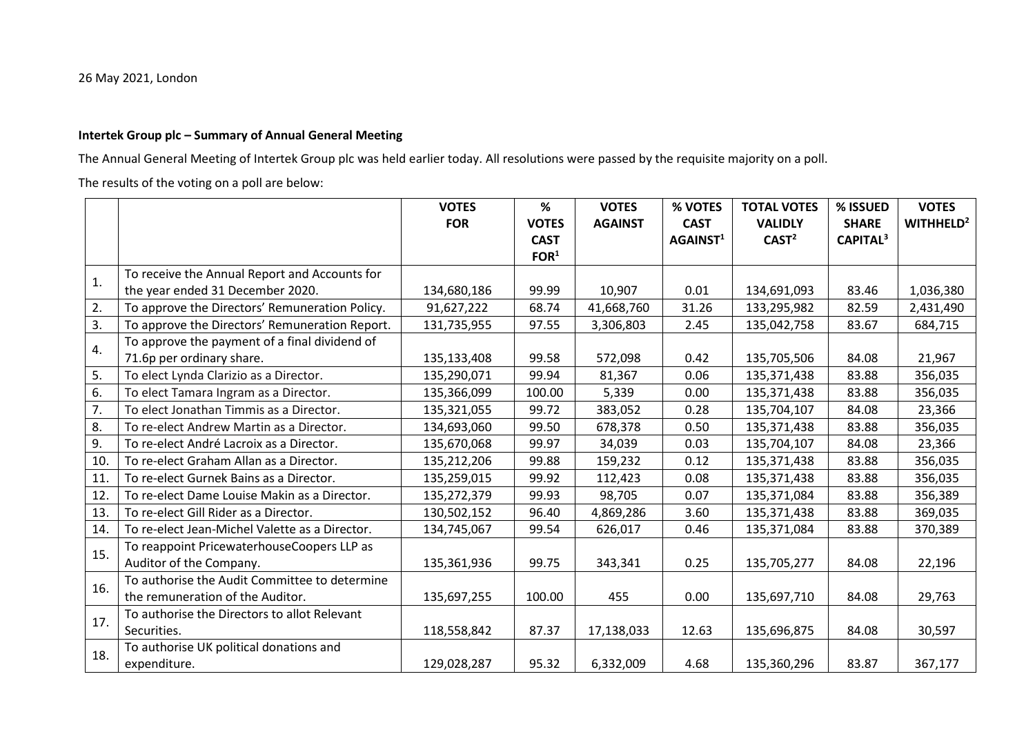26 May 2021, London

**Intertek Group plc – Summary of Annual General Meeting**

The Annual General Meeting of Intertek Group plc was held earlier today. All resolutions were passed by the requisite majority on a poll.

The results of the voting on a poll are below:

| | | VOTES FOR | % VOTES CAST FOR[1] | VOTES AGAINST | % VOTES CAST AGAINST[1] | TOTAL VOTES VALIDLY CAST[2] | % ISSUED SHARE CAPITAL[3] | VOTES WITHHELD[2] |
|---|---|---|---|---|---|---|---|---|
| 1. | To receive the Annual Report and Accounts for the year ended 31 December 2020. | 134,680,186 | 99.99 | 10,907 | 0.01 | 134,691,093 | 83.46 | 1,036,380 |
| 2. | To approve the Directors' Remuneration Policy. | 91,627,222 | 68.74 | 41,668,760 | 31.26 | 133,295,982 | 82.59 | 2,431,490 |
| 3. | To approve the Directors' Remuneration Report. | 131,735,955 | 97.55 | 3,306,803 | 2.45 | 135,042,758 | 83.67 | 684,715 |
| 4. | To approve the payment of a final dividend of 71.6p per ordinary share. | 135,133,408 | 99.58 | 572,098 | 0.42 | 135,705,506 | 84.08 | 21,967 |
| 5. | To elect Lynda Clarizio as a Director. | 135,290,071 | 99.94 | 81,367 | 0.06 | 135,371,438 | 83.88 | 356,035 |
| 6. | To elect Tamara Ingram as a Director. | 135,366,099 | 100.00 | 5,339 | 0.00 | 135,371,438 | 83.88 | 356,035 |
| 7. | To elect Jonathan Timmis as a Director. | 135,321,055 | 99.72 | 383,052 | 0.28 | 135,704,107 | 84.08 | 23,366 |
| 8. | To re-elect Andrew Martin as a Director. | 134,693,060 | 99.50 | 678,378 | 0.50 | 135,371,438 | 83.88 | 356,035 |
| 9. | To re-elect André Lacroix as a Director. | 135,670,068 | 99.97 | 34,039 | 0.03 | 135,704,107 | 84.08 | 23,366 |
| 10. | To re-elect Graham Allan as a Director. | 135,212,206 | 99.88 | 159,232 | 0.12 | 135,371,438 | 83.88 | 356,035 |
| 11. | To re-elect Gurnek Bains as a Director. | 135,259,015 | 99.92 | 112,423 | 0.08 | 135,371,438 | 83.88 | 356,035 |
| 12. | To re-elect Dame Louise Makin as a Director. | 135,272,379 | 99.93 | 98,705 | 0.07 | 135,371,084 | 83.88 | 356,389 |
| 13. | To re-elect Gill Rider as a Director. | 130,502,152 | 96.40 | 4,869,286 | 3.60 | 135,371,438 | 83.88 | 369,035 |
| 14. | To re-elect Jean-Michel Valette as a Director. | 134,745,067 | 99.54 | 626,017 | 0.46 | 135,371,084 | 83.88 | 370,389 |
| 15. | To reappoint PricewaterhouseCoopers LLP as Auditor of the Company. | 135,361,936 | 99.75 | 343,341 | 0.25 | 135,705,277 | 84.08 | 22,196 |
| 16. | To authorise the Audit Committee to determine the remuneration of the Auditor. | 135,697,255 | 100.00 | 455 | 0.00 | 135,697,710 | 84.08 | 29,763 |
| 17. | To authorise the Directors to allot Relevant Securities. | 118,558,842 | 87.37 | 17,138,033 | 12.63 | 135,696,875 | 84.08 | 30,597 |
| 18. | To authorise UK political donations and expenditure. | 129,028,287 | 95.32 | 6,332,009 | 4.68 | 135,360,296 | 83.87 | 367,177 |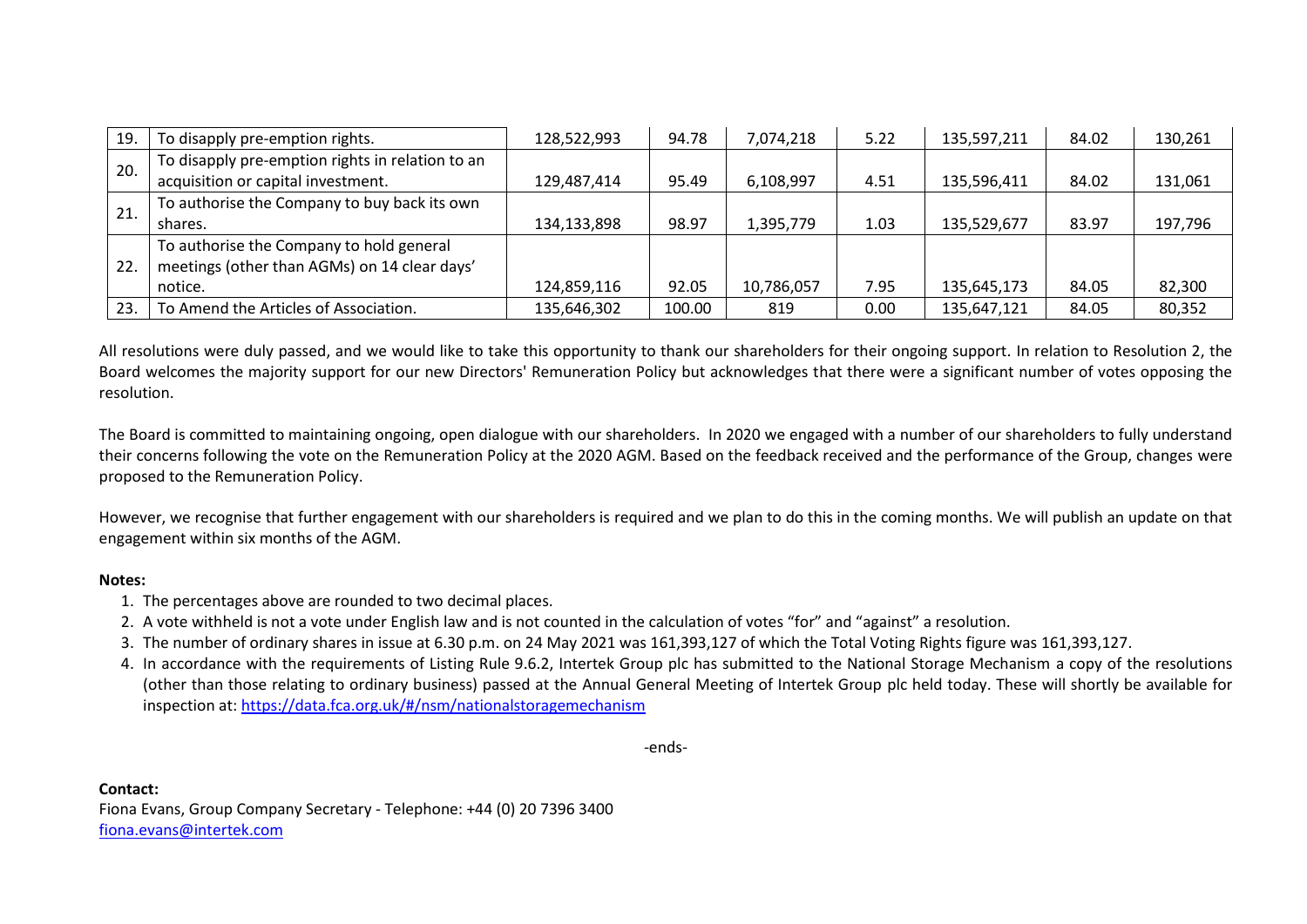| | | | | | | | | |
|---|---|---|---|---|---|---|---|---|
| 19. | To disapply pre-emption rights. | 128,522,993 | 94.78 | 7,074,218 | 5.22 | 135,597,211 | 84.02 | 130,261 |
| 20. | To disapply pre-emption rights in relation to an acquisition or capital investment. | 129,487,414 | 95.49 | 6,108,997 | 4.51 | 135,596,411 | 84.02 | 131,061 |
| 21. | To authorise the Company to buy back its own shares. | 134,133,898 | 98.97 | 1,395,779 | 1.03 | 135,529,677 | 83.97 | 197,796 |
| 22. | To authorise the Company to hold general meetings (other than AGMs) on 14 clear days' notice. | 124,859,116 | 92.05 | 10,786,057 | 7.95 | 135,645,173 | 84.05 | 82,300 |
| 23. | To Amend the Articles of Association. | 135,646,302 | 100.00 | 819 | 0.00 | 135,647,121 | 84.05 | 80,352 |

All resolutions were duly passed, and we would like to take this opportunity to thank our shareholders for their ongoing support. In relation to Resolution 2, the Board welcomes the majority support for our new Directors' Remuneration Policy but acknowledges that there were a significant number of votes opposing the resolution.

The Board is committed to maintaining ongoing, open dialogue with our shareholders. In 2020 we engaged with a number of our shareholders to fully understand their concerns following the vote on the Remuneration Policy at the 2020 AGM. Based on the feedback received and the performance of the Group, changes were proposed to the Remuneration Policy.

However, we recognise that further engagement with our shareholders is required and we plan to do this in the coming months. We will publish an update on that engagement within six months of the AGM.

**Notes:**

1. The percentages above are rounded to two decimal places.
2. A vote withheld is not a vote under English law and is not counted in the calculation of votes "for" and "against" a resolution.
3. The number of ordinary shares in issue at 6.30 p.m. on 24 May 2021 was 161,393,127 of which the Total Voting Rights figure was 161,393,127.
4. In accordance with the requirements of Listing Rule 9.6.2, Intertek Group plc has submitted to the National Storage Mechanism a copy of the resolutions (other than those relating to ordinary business) passed at the Annual General Meeting of Intertek Group plc held today. These will shortly be available for inspection at: https://data.fca.org.uk/#/nsm/nationalstoragemechanism

-ends-

**Contact:**
Fiona Evans, Group Company Secretary - Telephone: +44 (0) 20 7396 3400
fiona.evans@intertek.com